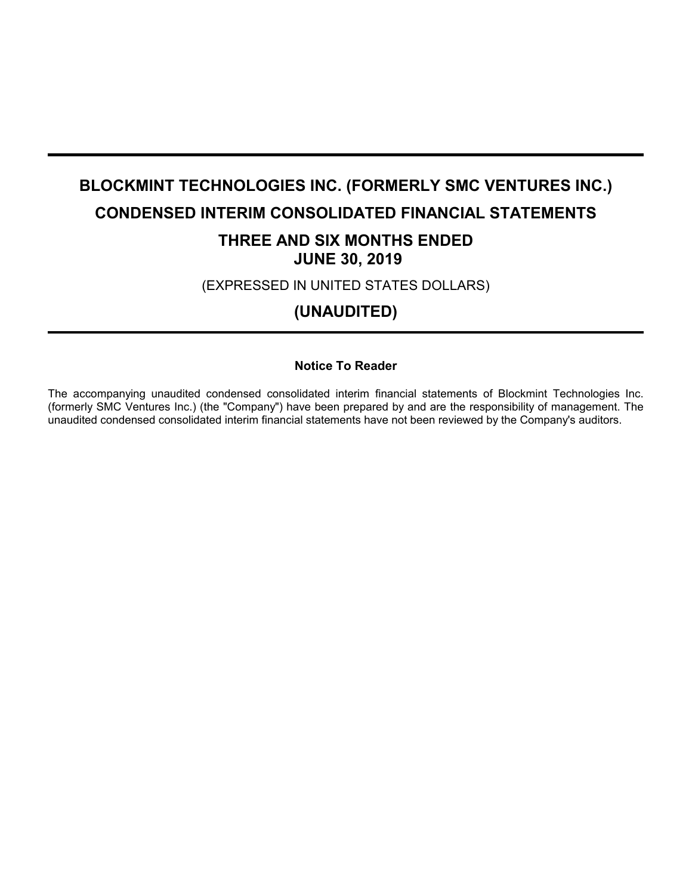# BLOCKMINT TECHNOLOGIES INC. (FORMERLY SMC VENTURES INC.)

# CONDENSED INTERIM CONSOLIDATED FINANCIAL STATEMENTS

## THREE AND SIX MONTHS ENDED JUNE 30, 2019

(EXPRESSED IN UNITED STATES DOLLARS)

## (UNAUDITED)

**Notice To Reader**

The accompanying unaudited condensed consolidated interim financial statements of Blockmint Technologies Inc. (formerly SMC Ventures Inc.) (the "Company") have been prepared by and are the responsibility of management. The unaudited condensed consolidated interim financial statements have not been reviewed by the Company's auditors.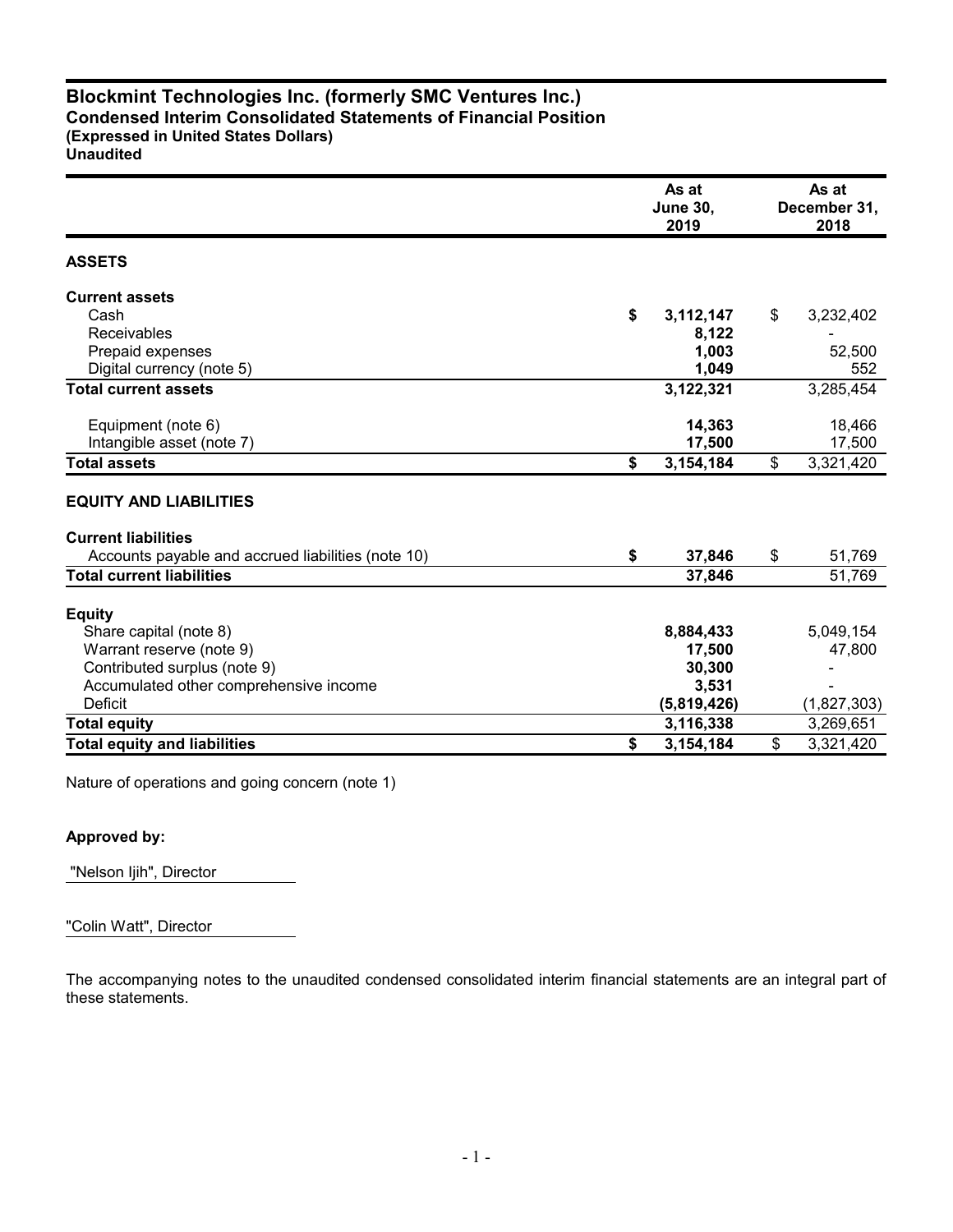# Blockmint Technologies Inc. (formerly SMC Ventures Inc.)
## Condensed Interim Consolidated Statements of Financial Position
**(Expressed in United States Dollars)**
**Unaudited**

| | As at June 30, 2019 | As at December 31, 2018 |
|---|---|---|
| **ASSETS** | | |
| **Current assets** | | |
| Cash | **$ 3,112,147** | $ 3,232,402 |
| Receivables | **8,122** | - |
| Prepaid expenses | **1,003** | 52,500 |
| Digital currency (note 5) | **1,049** | 552 |
| **Total current assets** | **3,122,321** | 3,285,454 |
| Equipment (note 6) | **14,363** | 18,466 |
| Intangible asset (note 7) | **17,500** | 17,500 |
| **Total assets** | **$ 3,154,184** | $ 3,321,420 |
| **EQUITY AND LIABILITIES** | | |
| **Current liabilities** | | |
| Accounts payable and accrued liabilities (note 10) | **$ 37,846** | $ 51,769 |
| **Total current liabilities** | **37,846** | 51,769 |
| **Equity** | | |
| Share capital (note 8) | **8,884,433** | 5,049,154 |
| Warrant reserve (note 9) | **17,500** | 47,800 |
| Contributed surplus (note 9) | **30,300** | - |
| Accumulated other comprehensive income | **3,531** | - |
| Deficit | **(5,819,426)** | (1,827,303) |
| **Total equity** | **3,116,338** | 3,269,651 |
| **Total equity and liabilities** | **$ 3,154,184** | $ 3,321,420 |

Nature of operations and going concern (note 1)

**Approved by:**

"Nelson Ijih", Director

"Colin Watt", Director

The accompanying notes to the unaudited condensed consolidated interim financial statements are an integral part of these statements.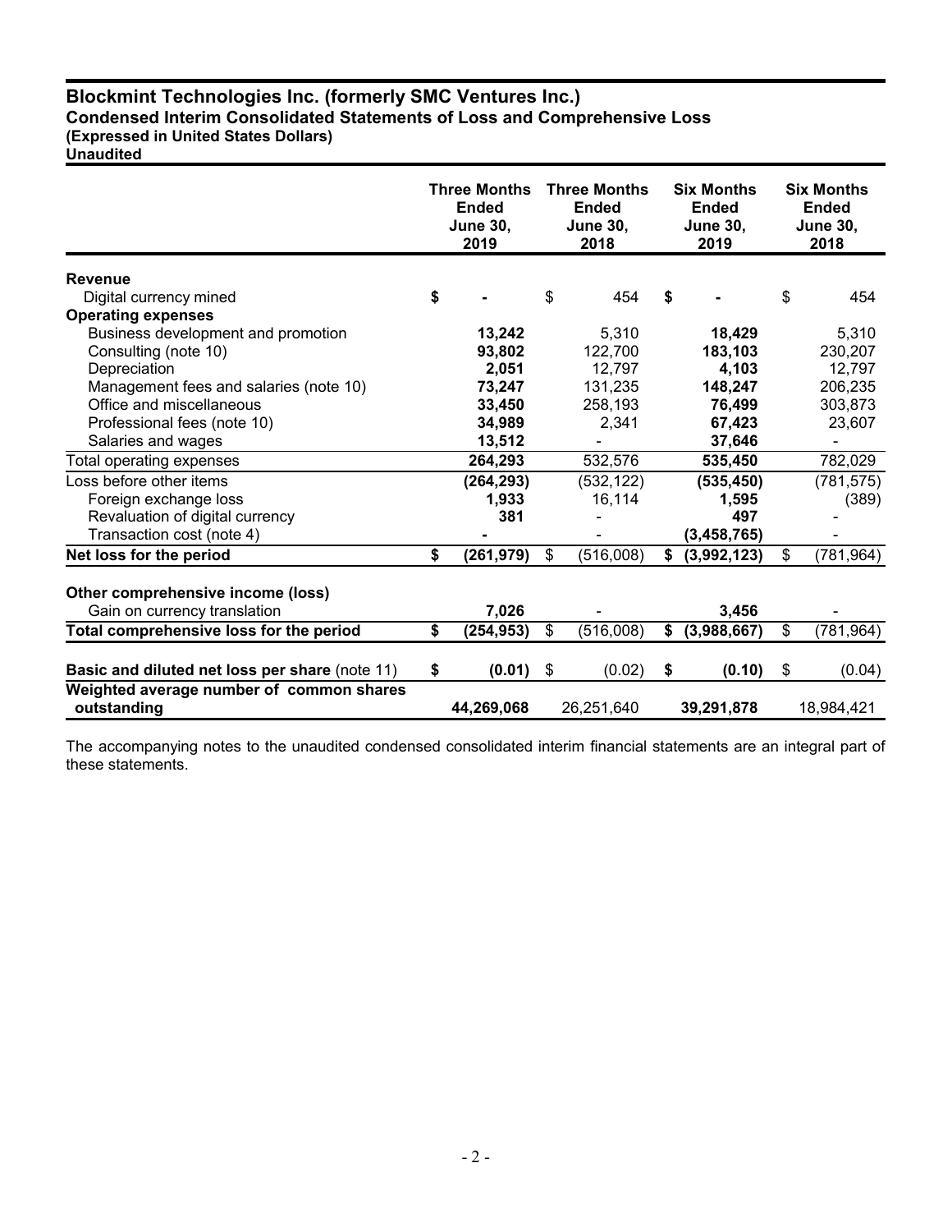# Blockmint Technologies Inc. (formerly SMC Ventures Inc.)

**Condensed Interim Consolidated Statements of Loss and Comprehensive Loss**
**(Expressed in United States Dollars)**
**Unaudited**

| | Three Months Ended June 30, 2019 | Three Months Ended June 30, 2018 | Six Months Ended June 30, 2019 | Six Months Ended June 30, 2018 |
|---|---|---|---|---|
| **Revenue** | | | | |
| Digital currency mined | **$ -** | $ 454 | **$ -** | $ 454 |
| **Operating expenses** | | | | |
| Business development and promotion | **13,242** | 5,310 | **18,429** | 5,310 |
| Consulting (note 10) | **93,802** | 122,700 | **183,103** | 230,207 |
| Depreciation | **2,051** | 12,797 | **4,103** | 12,797 |
| Management fees and salaries (note 10) | **73,247** | 131,235 | **148,247** | 206,235 |
| Office and miscellaneous | **33,450** | 258,193 | **76,499** | 303,873 |
| Professional fees (note 10) | **34,989** | 2,341 | **67,423** | 23,607 |
| Salaries and wages | **13,512** | - | **37,646** | - |
| Total operating expenses | **264,293** | 532,576 | **535,450** | 782,029 |
| Loss before other items | **(264,293)** | (532,122) | **(535,450)** | (781,575) |
| Foreign exchange loss | **1,933** | 16,114 | **1,595** | (389) |
| Revaluation of digital currency | **381** | - | **497** | - |
| Transaction cost (note 4) | **-** | - | **(3,458,765)** | - |
| **Net loss for the period** | **$ (261,979)** | $ (516,008) | **$ (3,992,123)** | $ (781,964) |
| **Other comprehensive income (loss)** | | | | |
| Gain on currency translation | **7,026** | - | **3,456** | - |
| **Total comprehensive loss for the period** | **$ (254,953)** | $ (516,008) | **$ (3,988,667)** | $ (781,964) |
| **Basic and diluted net loss per share** (note 11) | **$ (0.01)** | $ (0.02) | **$ (0.10)** | $ (0.04) |
| **Weighted average number of common shares outstanding** | **44,269,068** | 26,251,640 | **39,291,878** | 18,984,421 |

The accompanying notes to the unaudited condensed consolidated interim financial statements are an integral part of these statements.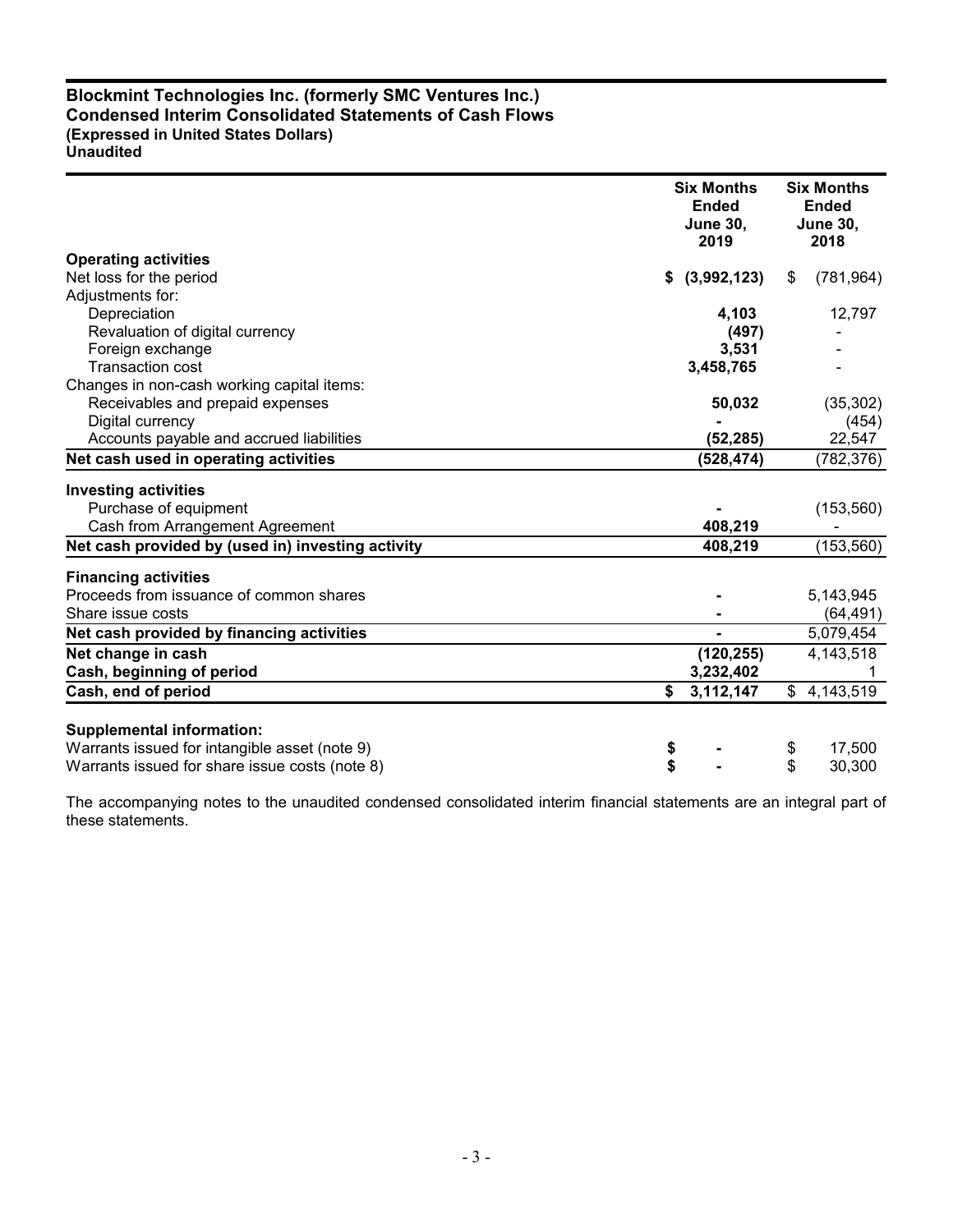**Blockmint Technologies Inc. (formerly SMC Ventures Inc.)**
**Condensed Interim Consolidated Statements of Cash Flows**
**(Expressed in United States Dollars)**
**Unaudited**

| | Six Months Ended June 30, 2019 | Six Months Ended June 30, 2018 |
|---|---|---|
| **Operating activities** | | |
| Net loss for the period | **$ (3,992,123)** | $ (781,964) |
| Adjustments for: | | |
| Depreciation | **4,103** | 12,797 |
| Revaluation of digital currency | **(497)** | - |
| Foreign exchange | **3,531** | - |
| Transaction cost | **3,458,765** | - |
| Changes in non-cash working capital items: | | |
| Receivables and prepaid expenses | **50,032** | (35,302) |
| Digital currency | **-** | (454) |
| Accounts payable and accrued liabilities | **(52,285)** | 22,547 |
| **Net cash used in operating activities** | **(528,474)** | (782,376) |
| **Investing activities** | | |
| Purchase of equipment | **-** | (153,560) |
| Cash from Arrangement Agreement | **408,219** | - |
| **Net cash provided by (used in) investing activity** | **408,219** | (153,560) |
| **Financing activities** | | |
| Proceeds from issuance of common shares | **-** | 5,143,945 |
| Share issue costs | **-** | (64,491) |
| **Net cash provided by financing activities** | **-** | 5,079,454 |
| **Net change in cash** | **(120,255)** | 4,143,518 |
| **Cash, beginning of period** | **3,232,402** | 1 |
| **Cash, end of period** | **$ 3,112,147** | $ 4,143,519 |
| **Supplemental information:** | | |
| Warrants issued for intangible asset (note 9) | **$ -** | $ 17,500 |
| Warrants issued for share issue costs (note 8) | **$ -** | $ 30,300 |

The accompanying notes to the unaudited condensed consolidated interim financial statements are an integral part of these statements.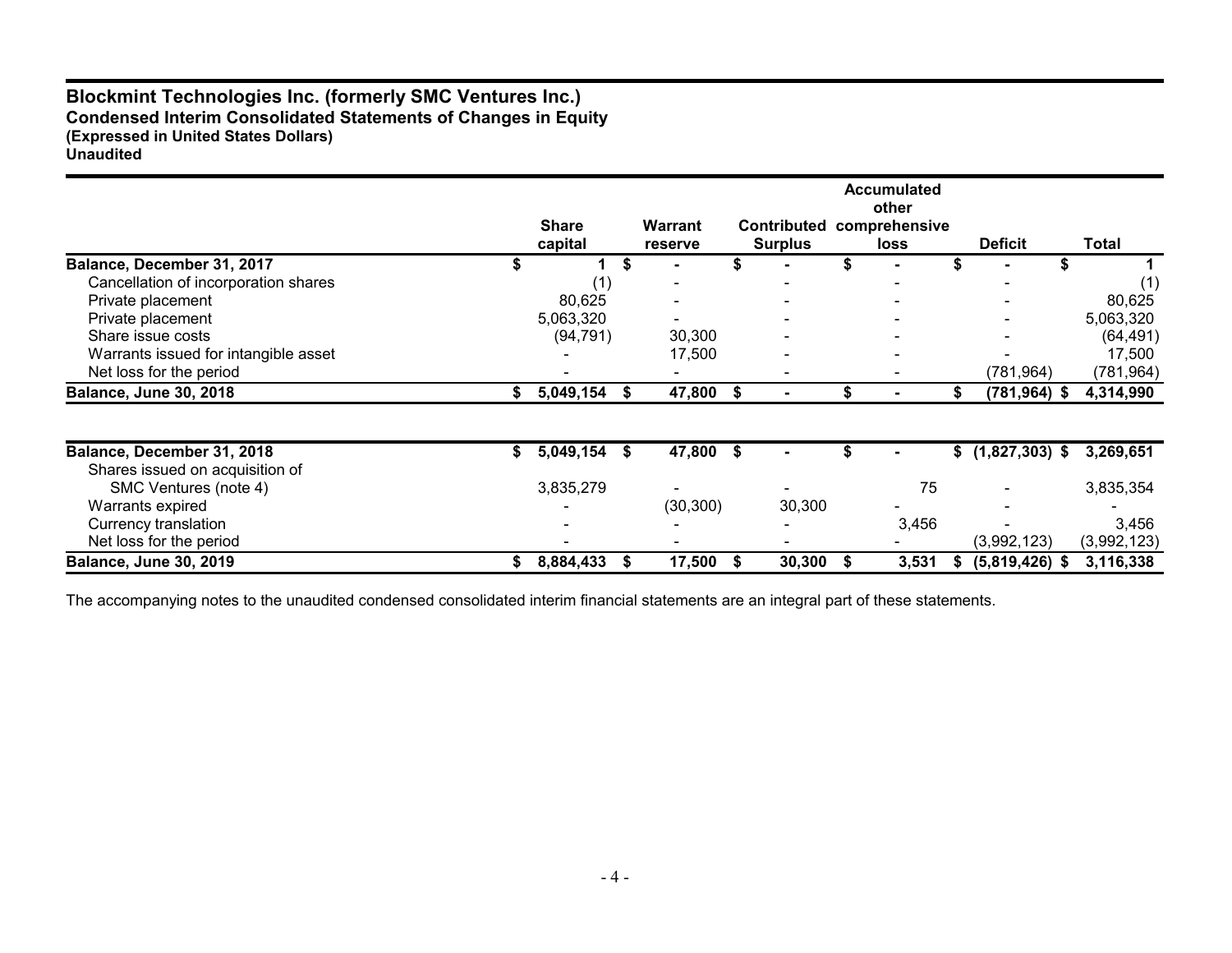# Blockmint Technologies Inc. (formerly SMC Ventures Inc.)

**Condensed Interim Consolidated Statements of Changes in Equity**
**(Expressed in United States Dollars)**
**Unaudited**

| | Share capital | Warrant reserve | Contributed Surplus | Accumulated other comprehensive loss | Deficit | Total |
|---|---|---|---|---|---|---|
| **Balance, December 31, 2017** | **$ 1** | **$ -** | **$ -** | **$ -** | **$ -** | **$ 1** |
| Cancellation of incorporation shares | (1) | - | - | - | - | (1) |
| Private placement | 80,625 | - | - | - | - | 80,625 |
| Private placement | 5,063,320 | - | - | - | - | 5,063,320 |
| Share issue costs | (94,791) | 30,300 | - | - | - | (64,491) |
| Warrants issued for intangible asset | - | 17,500 | - | - | - | 17,500 |
| Net loss for the period | - | - | - | - | (781,964) | (781,964) |
| **Balance, June 30, 2018** | **$ 5,049,154** | **$ 47,800** | **$ -** | **$ -** | **$ (781,964)** | **$ 4,314,990** |
| | | | | | | |
| **Balance, December 31, 2018** | **$ 5,049,154** | **$ 47,800** | **$ -** | **$ -** | **$ (1,827,303)** | **$ 3,269,651** |
| Shares issued on acquisition of SMC Ventures (note 4) | 3,835,279 | - | - | 75 | - | 3,835,354 |
| Warrants expired | - | (30,300) | 30,300 | - | - | - |
| Currency translation | - | - | - | 3,456 | - | 3,456 |
| Net loss for the period | - | - | - | - | (3,992,123) | (3,992,123) |
| **Balance, June 30, 2019** | **$ 8,884,433** | **$ 17,500** | **$ 30,300** | **$ 3,531** | **$ (5,819,426)** | **$ 3,116,338** |

The accompanying notes to the unaudited condensed consolidated interim financial statements are an integral part of these statements.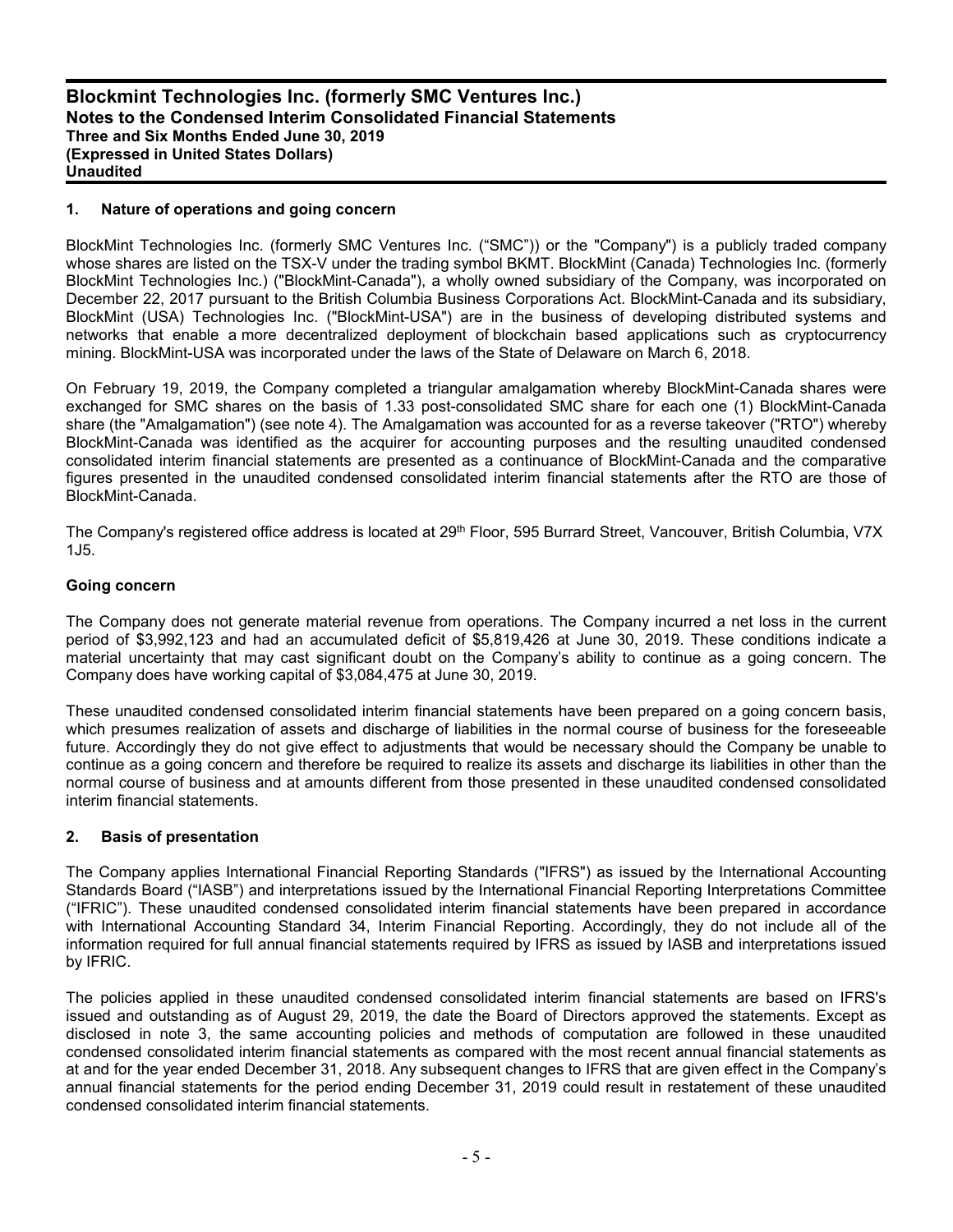## 1. Nature of operations and going concern

BlockMint Technologies Inc. (formerly SMC Ventures Inc. ("SMC")) or the "Company") is a publicly traded company whose shares are listed on the TSX-V under the trading symbol BKMT. BlockMint (Canada) Technologies Inc. (formerly BlockMint Technologies Inc.) ("BlockMint-Canada"), a wholly owned subsidiary of the Company, was incorporated on December 22, 2017 pursuant to the British Columbia Business Corporations Act. BlockMint-Canada and its subsidiary, BlockMint (USA) Technologies Inc. ("BlockMint-USA") are in the business of developing distributed systems and networks that enable a more decentralized deployment of blockchain based applications such as cryptocurrency mining. BlockMint-USA was incorporated under the laws of the State of Delaware on March 6, 2018.

On February 19, 2019, the Company completed a triangular amalgamation whereby BlockMint-Canada shares were exchanged for SMC shares on the basis of 1.33 post-consolidated SMC share for each one (1) BlockMint-Canada share (the "Amalgamation") (see note 4). The Amalgamation was accounted for as a reverse takeover ("RTO") whereby BlockMint-Canada was identified as the acquirer for accounting purposes and the resulting unaudited condensed consolidated interim financial statements are presented as a continuance of BlockMint-Canada and the comparative figures presented in the unaudited condensed consolidated interim financial statements after the RTO are those of BlockMint-Canada.

The Company's registered office address is located at 29th Floor, 595 Burrard Street, Vancouver, British Columbia, V7X 1J5.

### Going concern

The Company does not generate material revenue from operations. The Company incurred a net loss in the current period of $3,992,123 and had an accumulated deficit of $5,819,426 at June 30, 2019. These conditions indicate a material uncertainty that may cast significant doubt on the Company's ability to continue as a going concern. The Company does have working capital of $3,084,475 at June 30, 2019.

These unaudited condensed consolidated interim financial statements have been prepared on a going concern basis, which presumes realization of assets and discharge of liabilities in the normal course of business for the foreseeable future. Accordingly they do not give effect to adjustments that would be necessary should the Company be unable to continue as a going concern and therefore be required to realize its assets and discharge its liabilities in other than the normal course of business and at amounts different from those presented in these unaudited condensed consolidated interim financial statements.

## 2. Basis of presentation

The Company applies International Financial Reporting Standards ("IFRS") as issued by the International Accounting Standards Board ("IASB") and interpretations issued by the International Financial Reporting Interpretations Committee ("IFRIC"). These unaudited condensed consolidated interim financial statements have been prepared in accordance with International Accounting Standard 34, Interim Financial Reporting. Accordingly, they do not include all of the information required for full annual financial statements required by IFRS as issued by IASB and interpretations issued by IFRIC.

The policies applied in these unaudited condensed consolidated interim financial statements are based on IFRS's issued and outstanding as of August 29, 2019, the date the Board of Directors approved the statements. Except as disclosed in note 3, the same accounting policies and methods of computation are followed in these unaudited condensed consolidated interim financial statements as compared with the most recent annual financial statements as at and for the year ended December 31, 2018. Any subsequent changes to IFRS that are given effect in the Company's annual financial statements for the period ending December 31, 2019 could result in restatement of these unaudited condensed consolidated interim financial statements.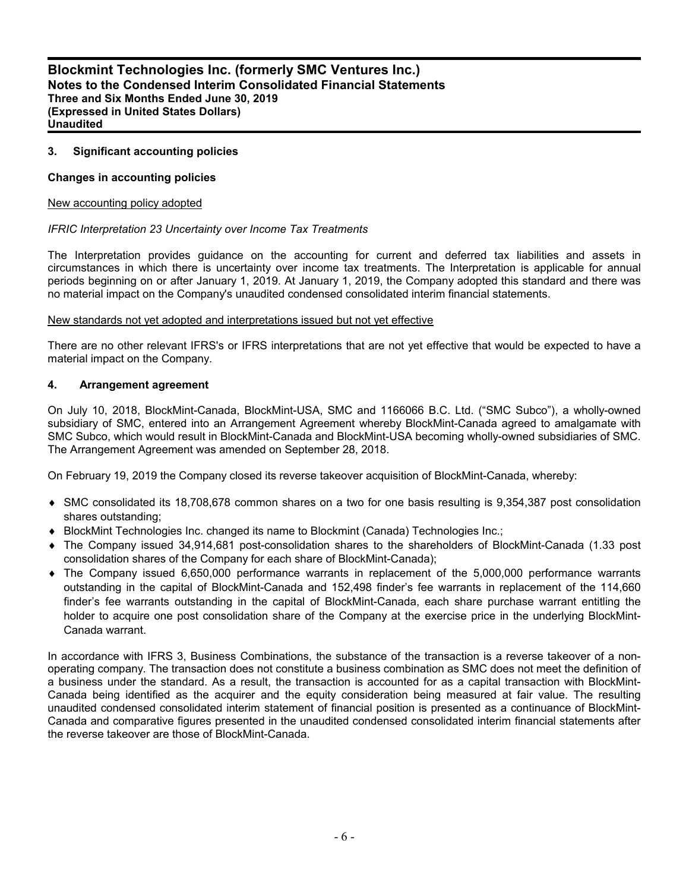## 3. Significant accounting policies

### Changes in accounting policies

New accounting policy adopted

*IFRIC Interpretation 23 Uncertainty over Income Tax Treatments*

The Interpretation provides guidance on the accounting for current and deferred tax liabilities and assets in circumstances in which there is uncertainty over income tax treatments. The Interpretation is applicable for annual periods beginning on or after January 1, 2019. At January 1, 2019, the Company adopted this standard and there was no material impact on the Company's unaudited condensed consolidated interim financial statements.

New standards not yet adopted and interpretations issued but not yet effective

There are no other relevant IFRS's or IFRS interpretations that are not yet effective that would be expected to have a material impact on the Company.

## 4. Arrangement agreement

On July 10, 2018, BlockMint-Canada, BlockMint-USA, SMC and 1166066 B.C. Ltd. ("SMC Subco"), a wholly-owned subsidiary of SMC, entered into an Arrangement Agreement whereby BlockMint-Canada agreed to amalgamate with SMC Subco, which would result in BlockMint-Canada and BlockMint-USA becoming wholly-owned subsidiaries of SMC. The Arrangement Agreement was amended on September 28, 2018.

On February 19, 2019 the Company closed its reverse takeover acquisition of BlockMint-Canada, whereby:

- SMC consolidated its 18,708,678 common shares on a two for one basis resulting is 9,354,387 post consolidation shares outstanding;
- BlockMint Technologies Inc. changed its name to Blockmint (Canada) Technologies Inc.;
- The Company issued 34,914,681 post-consolidation shares to the shareholders of BlockMint-Canada (1.33 post consolidation shares of the Company for each share of BlockMint-Canada);
- The Company issued 6,650,000 performance warrants in replacement of the 5,000,000 performance warrants outstanding in the capital of BlockMint-Canada and 152,498 finder's fee warrants in replacement of the 114,660 finder's fee warrants outstanding in the capital of BlockMint-Canada, each share purchase warrant entitling the holder to acquire one post consolidation share of the Company at the exercise price in the underlying BlockMint-Canada warrant.

In accordance with IFRS 3, Business Combinations, the substance of the transaction is a reverse takeover of a non-operating company. The transaction does not constitute a business combination as SMC does not meet the definition of a business under the standard. As a result, the transaction is accounted for as a capital transaction with BlockMint-Canada being identified as the acquirer and the equity consideration being measured at fair value. The resulting unaudited condensed consolidated interim statement of financial position is presented as a continuance of BlockMint-Canada and comparative figures presented in the unaudited condensed consolidated interim financial statements after the reverse takeover are those of BlockMint-Canada.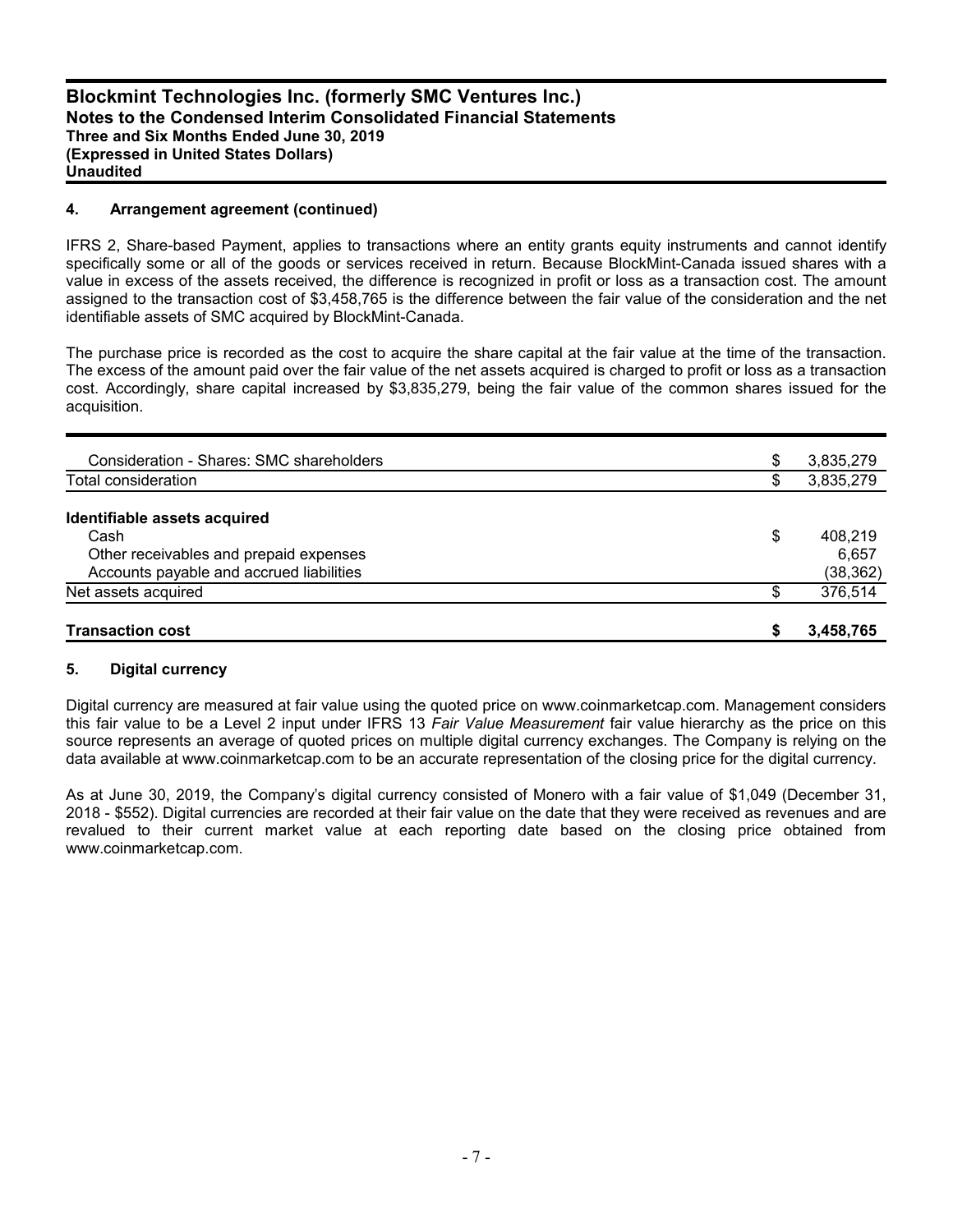## 4. Arrangement agreement (continued)

IFRS 2, Share-based Payment, applies to transactions where an entity grants equity instruments and cannot identify specifically some or all of the goods or services received in return. Because BlockMint-Canada issued shares with a value in excess of the assets received, the difference is recognized in profit or loss as a transaction cost. The amount assigned to the transaction cost of $3,458,765 is the difference between the fair value of the consideration and the net identifiable assets of SMC acquired by BlockMint-Canada.

The purchase price is recorded as the cost to acquire the share capital at the fair value at the time of the transaction. The excess of the amount paid over the fair value of the net assets acquired is charged to profit or loss as a transaction cost. Accordingly, share capital increased by $3,835,279, being the fair value of the common shares issued for the acquisition.

| | | |
|---|---|---|
| Consideration - Shares: SMC shareholders | $ | 3,835,279 |
| Total consideration | $ | 3,835,279 |
| | | |
| **Identifiable assets acquired** | | |
| Cash | $ | 408,219 |
| Other receivables and prepaid expenses | | 6,657 |
| Accounts payable and accrued liabilities | | (38,362) |
| Net assets acquired | $ | 376,514 |
| | | |
| **Transaction cost** | **$** | **3,458,765** |

## 5. Digital currency

Digital currency are measured at fair value using the quoted price on www.coinmarketcap.com. Management considers this fair value to be a Level 2 input under IFRS 13 *Fair Value Measurement* fair value hierarchy as the price on this source represents an average of quoted prices on multiple digital currency exchanges. The Company is relying on the data available at www.coinmarketcap.com to be an accurate representation of the closing price for the digital currency.

As at June 30, 2019, the Company's digital currency consisted of Monero with a fair value of $1,049 (December 31, 2018 - $552). Digital currencies are recorded at their fair value on the date that they were received as revenues and are revalued to their current market value at each reporting date based on the closing price obtained from www.coinmarketcap.com.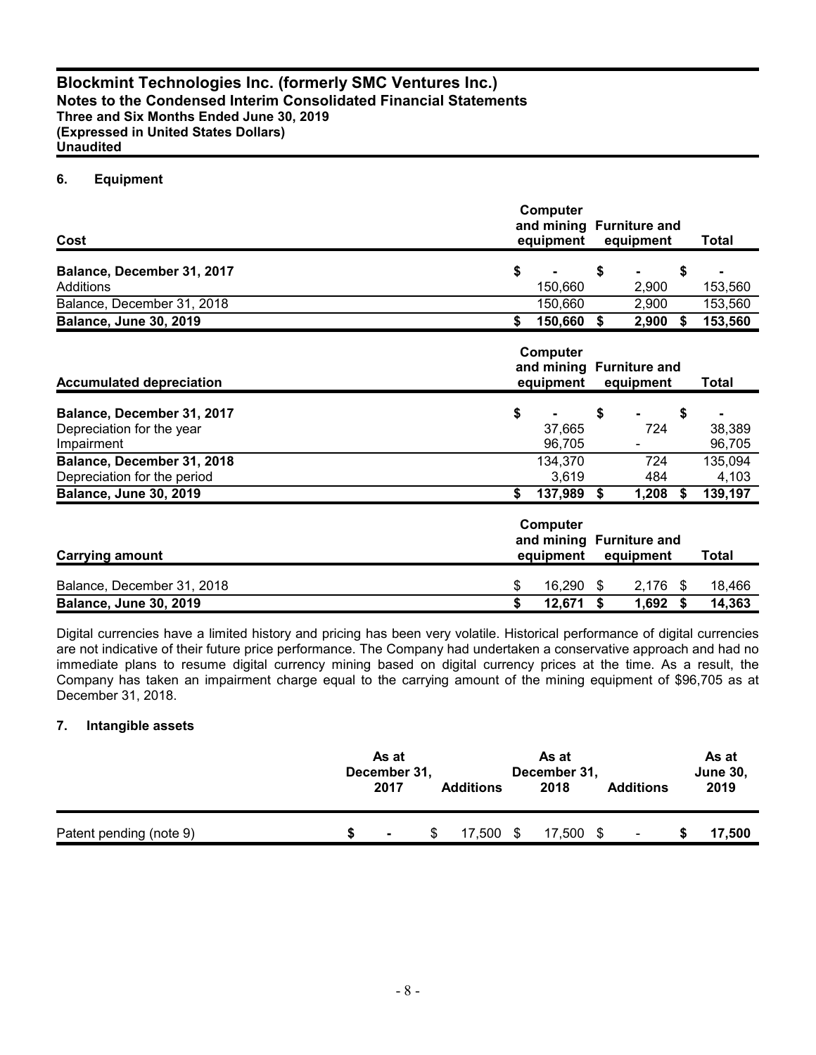**Blockmint Technologies Inc. (formerly SMC Ventures Inc.)**
**Notes to the Condensed Interim Consolidated Financial Statements**
**Three and Six Months Ended June 30, 2019**
**(Expressed in United States Dollars)**
**Unaudited**

## 6. Equipment

| Cost | Computer and mining equipment | Furniture and equipment | Total |
|---|---|---|---|
| **Balance, December 31, 2017** | $ - | $ - | $ - |
| Additions | 150,660 | 2,900 | 153,560 |
| Balance, December 31, 2018 | 150,660 | 2,900 | 153,560 |
| **Balance, June 30, 2019** | **$ 150,660** | **$ 2,900** | **$ 153,560** |

| Accumulated depreciation | Computer and mining equipment | Furniture and equipment | Total |
|---|---|---|---|
| **Balance, December 31, 2017** | $ - | $ - | $ - |
| Depreciation for the year | 37,665 | 724 | 38,389 |
| Impairment | 96,705 | - | 96,705 |
| **Balance, December 31, 2018** | 134,370 | 724 | 135,094 |
| Depreciation for the period | 3,619 | 484 | 4,103 |
| **Balance, June 30, 2019** | **$ 137,989** | **$ 1,208** | **$ 139,197** |

| Carrying amount | Computer and mining equipment | Furniture and equipment | Total |
|---|---|---|---|
| Balance, December 31, 2018 | $ 16,290 | $ 2,176 | $ 18,466 |
| **Balance, June 30, 2019** | **$ 12,671** | **$ 1,692** | **$ 14,363** |

Digital currencies have a limited history and pricing has been very volatile. Historical performance of digital currencies are not indicative of their future price performance. The Company had undertaken a conservative approach and had no immediate plans to resume digital currency mining based on digital currency prices at the time. As a result, the Company has taken an impairment charge equal to the carrying amount of the mining equipment of $96,705 as at December 31, 2018.

## 7. Intangible assets

| | As at December 31, 2017 | Additions | As at December 31, 2018 | Additions | As at June 30, 2019 |
|---|---|---|---|---|---|
| Patent pending (note 9) | $ - | $ 17,500 | $ 17,500 | $ - | **$ 17,500** |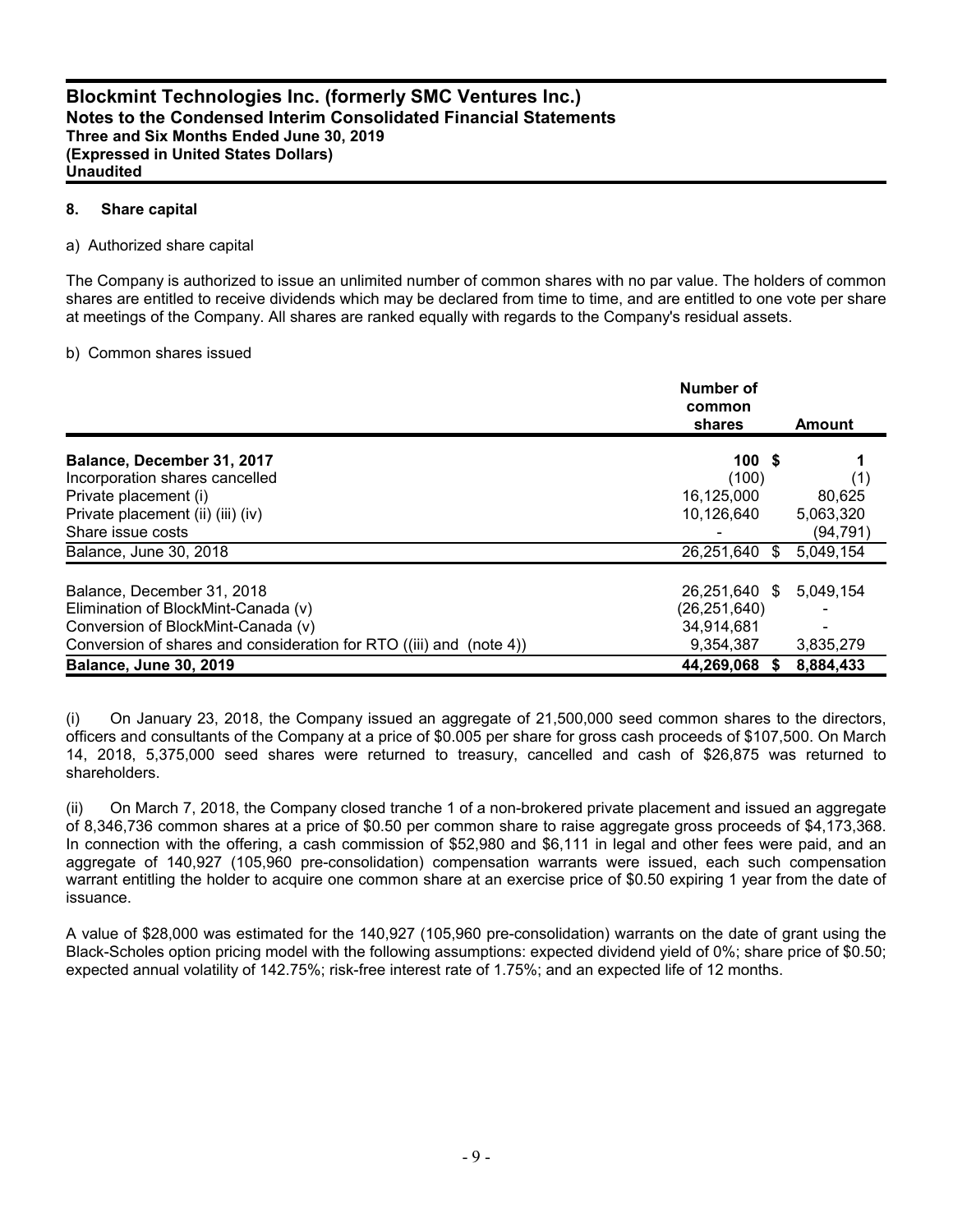## 8. Share capital

a) Authorized share capital

The Company is authorized to issue an unlimited number of common shares with no par value. The holders of common shares are entitled to receive dividends which may be declared from time to time, and are entitled to one vote per share at meetings of the Company. All shares are ranked equally with regards to the Company's residual assets.

b) Common shares issued

| | Number of common shares | Amount |
|---|---|---|
| **Balance, December 31, 2017** | **100** | **$ 1** |
| Incorporation shares cancelled | (100) | (1) |
| Private placement (i) | 16,125,000 | 80,625 |
| Private placement (ii) (iii) (iv) | 10,126,640 | 5,063,320 |
| Share issue costs | - | (94,791) |
| Balance, June 30, 2018 | 26,251,640 | $ 5,049,154 |
| | | |
| Balance, December 31, 2018 | 26,251,640 | $ 5,049,154 |
| Elimination of BlockMint-Canada (v) | (26,251,640) | - |
| Conversion of BlockMint-Canada (v) | 34,914,681 | - |
| Conversion of shares and consideration for RTO ((iii) and (note 4)) | 9,354,387 | 3,835,279 |
| **Balance, June 30, 2019** | **44,269,068** | **$ 8,884,433** |

(i) On January 23, 2018, the Company issued an aggregate of 21,500,000 seed common shares to the directors, officers and consultants of the Company at a price of $0.005 per share for gross cash proceeds of $107,500. On March 14, 2018, 5,375,000 seed shares were returned to treasury, cancelled and cash of $26,875 was returned to shareholders.

(ii) On March 7, 2018, the Company closed tranche 1 of a non-brokered private placement and issued an aggregate of 8,346,736 common shares at a price of $0.50 per common share to raise aggregate gross proceeds of $4,173,368. In connection with the offering, a cash commission of $52,980 and $6,111 in legal and other fees were paid, and an aggregate of 140,927 (105,960 pre-consolidation) compensation warrants were issued, each such compensation warrant entitling the holder to acquire one common share at an exercise price of $0.50 expiring 1 year from the date of issuance.

A value of $28,000 was estimated for the 140,927 (105,960 pre-consolidation) warrants on the date of grant using the Black-Scholes option pricing model with the following assumptions: expected dividend yield of 0%; share price of $0.50; expected annual volatility of 142.75%; risk-free interest rate of 1.75%; and an expected life of 12 months.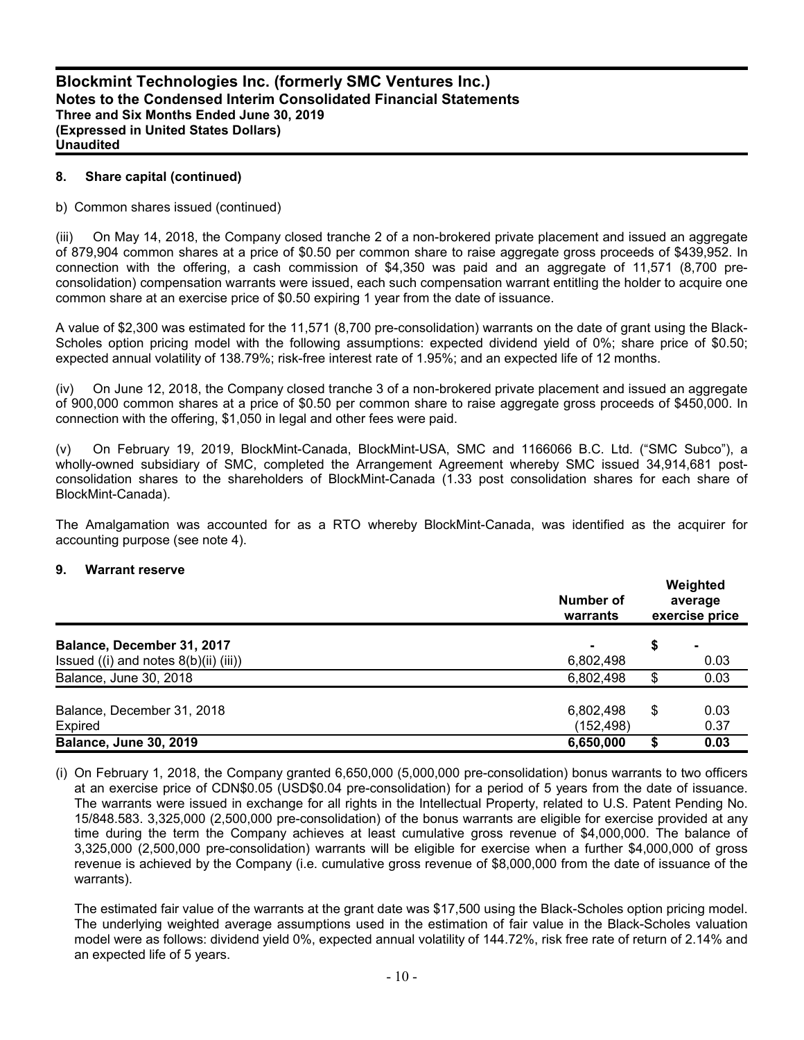## 8. Share capital (continued)

b) Common shares issued (continued)

(iii) On May 14, 2018, the Company closed tranche 2 of a non-brokered private placement and issued an aggregate of 879,904 common shares at a price of $0.50 per common share to raise aggregate gross proceeds of $439,952. In connection with the offering, a cash commission of $4,350 was paid and an aggregate of 11,571 (8,700 pre-consolidation) compensation warrants were issued, each such compensation warrant entitling the holder to acquire one common share at an exercise price of $0.50 expiring 1 year from the date of issuance.

A value of $2,300 was estimated for the 11,571 (8,700 pre-consolidation) warrants on the date of grant using the Black-Scholes option pricing model with the following assumptions: expected dividend yield of 0%; share price of $0.50; expected annual volatility of 138.79%; risk-free interest rate of 1.95%; and an expected life of 12 months.

(iv) On June 12, 2018, the Company closed tranche 3 of a non-brokered private placement and issued an aggregate of 900,000 common shares at a price of $0.50 per common share to raise aggregate gross proceeds of $450,000. In connection with the offering, $1,050 in legal and other fees were paid.

(v) On February 19, 2019, BlockMint-Canada, BlockMint-USA, SMC and 1166066 B.C. Ltd. ("SMC Subco"), a wholly-owned subsidiary of SMC, completed the Arrangement Agreement whereby SMC issued 34,914,681 post-consolidation shares to the shareholders of BlockMint-Canada (1.33 post consolidation shares for each share of BlockMint-Canada).

The Amalgamation was accounted for as a RTO whereby BlockMint-Canada, was identified as the acquirer for accounting purpose (see note 4).

## 9. Warrant reserve

| | Number of warrants | Weighted average exercise price |
|---|---|---|
| **Balance, December 31, 2017** | - | $ - |
| Issued ((i) and notes 8(b)(ii) (iii)) | 6,802,498 | 0.03 |
| Balance, June 30, 2018 | 6,802,498 | $ 0.03 |
| | | |
| Balance, December 31, 2018 | 6,802,498 | $ 0.03 |
| Expired | (152,498) | 0.37 |
| **Balance, June 30, 2019** | **6,650,000** | **$ 0.03** |

(i) On February 1, 2018, the Company granted 6,650,000 (5,000,000 pre-consolidation) bonus warrants to two officers at an exercise price of CDN$0.05 (USD$0.04 pre-consolidation) for a period of 5 years from the date of issuance. The warrants were issued in exchange for all rights in the Intellectual Property, related to U.S. Patent Pending No. 15/848.583. 3,325,000 (2,500,000 pre-consolidation) of the bonus warrants are eligible for exercise provided at any time during the term the Company achieves at least cumulative gross revenue of $4,000,000. The balance of 3,325,000 (2,500,000 pre-consolidation) warrants will be eligible for exercise when a further $4,000,000 of gross revenue is achieved by the Company (i.e. cumulative gross revenue of $8,000,000 from the date of issuance of the warrants).

The estimated fair value of the warrants at the grant date was $17,500 using the Black-Scholes option pricing model. The underlying weighted average assumptions used in the estimation of fair value in the Black-Scholes valuation model were as follows: dividend yield 0%, expected annual volatility of 144.72%, risk free rate of return of 2.14% and an expected life of 5 years.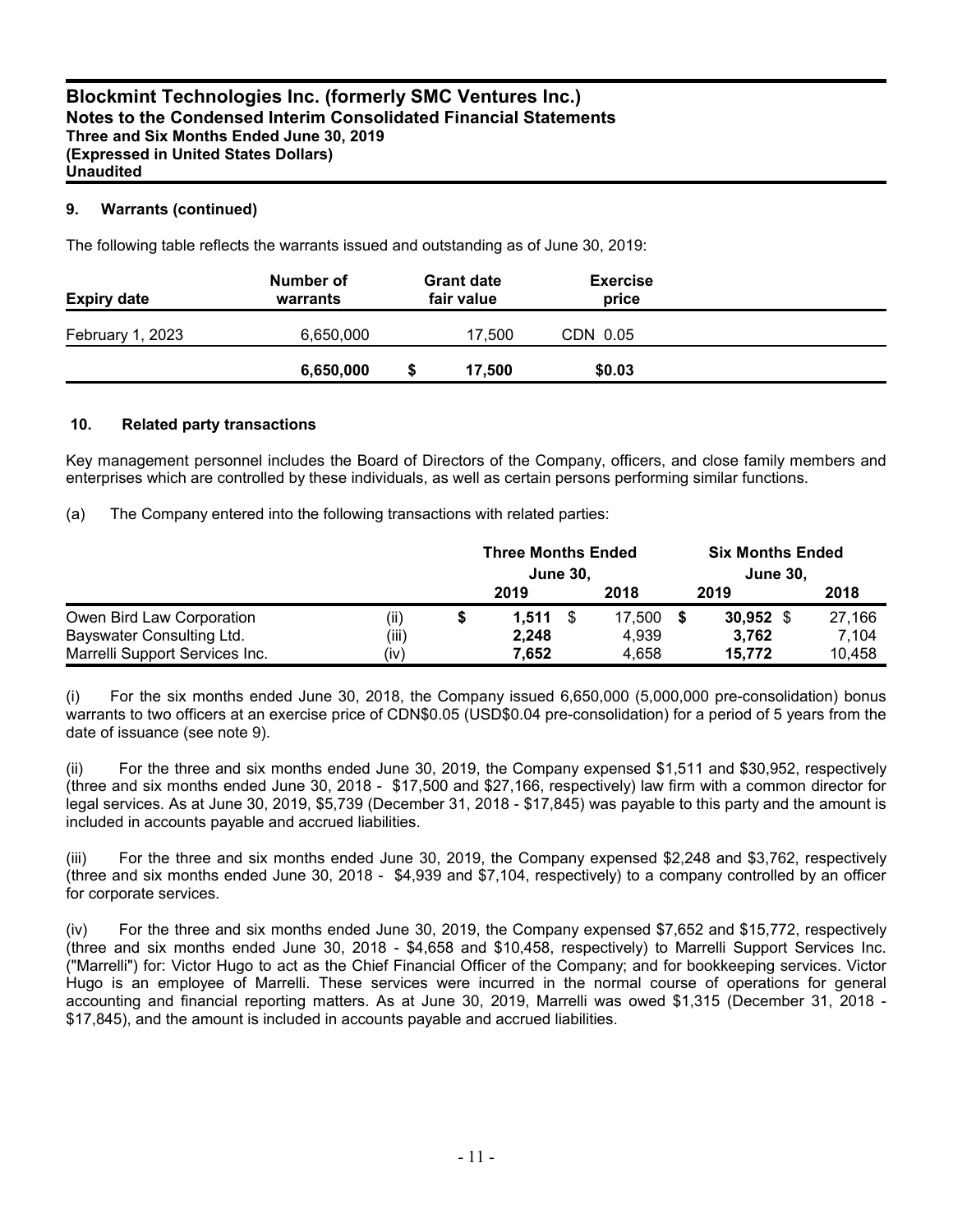## 9. Warrants (continued)

The following table reflects the warrants issued and outstanding as of June 30, 2019:

| Expiry date | Number of warrants | Grant date fair value | Exercise price |
|---|---|---|---|
| February 1, 2023 | 6,650,000 | 17,500 | CDN 0.05 |
| | **6,650,000** | **$ 17,500** | **$0.03** |

## 10. Related party transactions

Key management personnel includes the Board of Directors of the Company, officers, and close family members and enterprises which are controlled by these individuals, as well as certain persons performing similar functions.

(a) The Company entered into the following transactions with related parties:

| | | Three Months Ended June 30, | | Six Months Ended June 30, | |
|---|---|---|---|---|---|
| | | **2019** | **2018** | **2019** | **2018** |
| Owen Bird Law Corporation | (ii) | **$ 1,511** | $ 17,500 | **$ 30,952** | $ 27,166 |
| Bayswater Consulting Ltd. | (iii) | **2,248** | 4,939 | **3,762** | 7,104 |
| Marrelli Support Services Inc. | (iv) | **7,652** | 4,658 | **15,772** | 10,458 |

(i) For the six months ended June 30, 2018, the Company issued 6,650,000 (5,000,000 pre-consolidation) bonus warrants to two officers at an exercise price of CDN$0.05 (USD$0.04 pre-consolidation) for a period of 5 years from the date of issuance (see note 9).

(ii) For the three and six months ended June 30, 2019, the Company expensed $1,511 and $30,952, respectively (three and six months ended June 30, 2018 - $17,500 and $27,166, respectively) law firm with a common director for legal services. As at June 30, 2019, $5,739 (December 31, 2018 - $17,845) was payable to this party and the amount is included in accounts payable and accrued liabilities.

(iii) For the three and six months ended June 30, 2019, the Company expensed $2,248 and $3,762, respectively (three and six months ended June 30, 2018 - $4,939 and $7,104, respectively) to a company controlled by an officer for corporate services.

(iv) For the three and six months ended June 30, 2019, the Company expensed $7,652 and $15,772, respectively (three and six months ended June 30, 2018 - $4,658 and $10,458, respectively) to Marrelli Support Services Inc. ("Marrelli") for: Victor Hugo to act as the Chief Financial Officer of the Company; and for bookkeeping services. Victor Hugo is an employee of Marrelli. These services were incurred in the normal course of operations for general accounting and financial reporting matters. As at June 30, 2019, Marrelli was owed $1,315 (December 31, 2018 - $17,845), and the amount is included in accounts payable and accrued liabilities.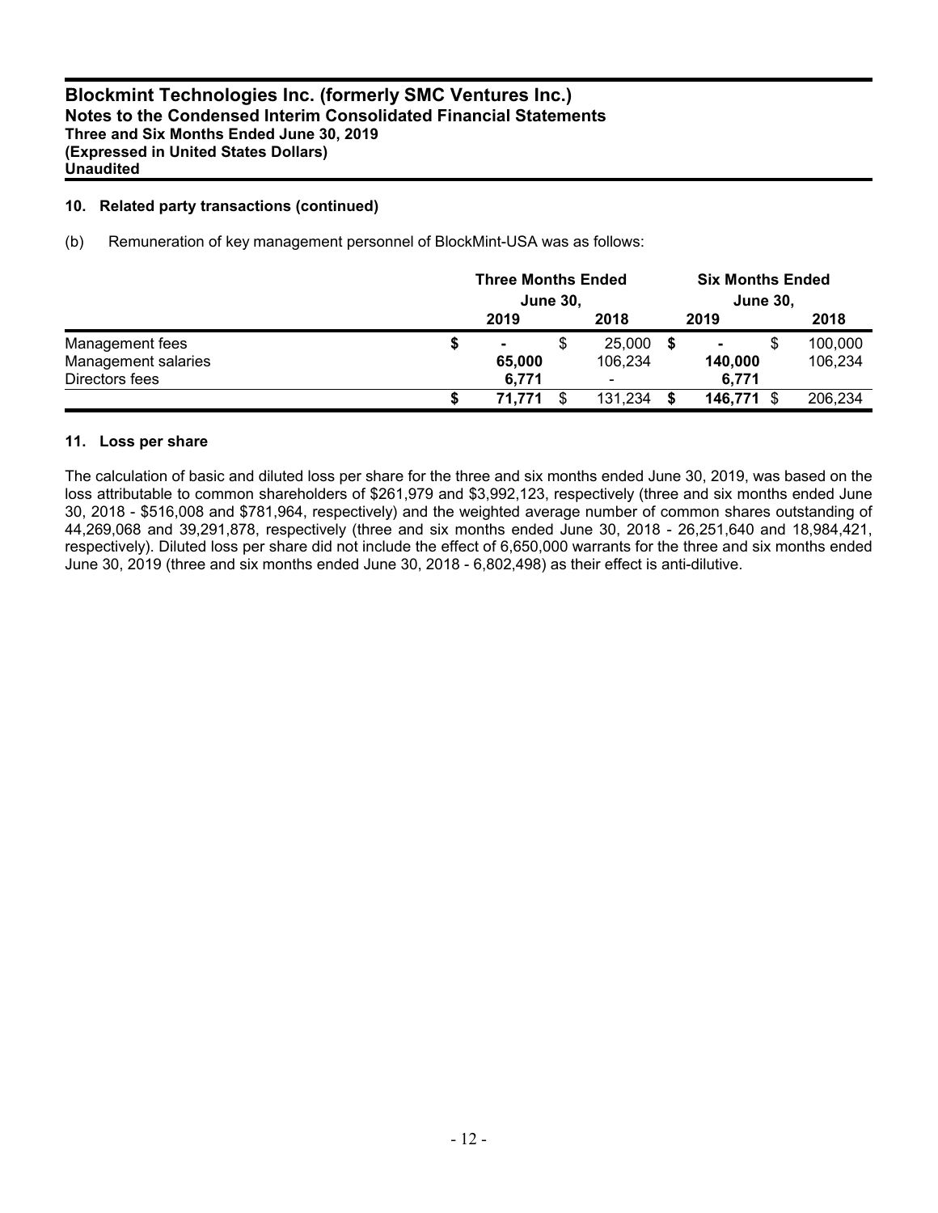### 10. Related party transactions (continued)

(b) Remuneration of key management personnel of BlockMint-USA was as follows:

| | Three Months Ended June 30, | | Six Months Ended June 30, | |
|---|---|---|---|---|
| | **2019** | **2018** | **2019** | **2018** |
| Management fees | **$ -** | $ 25,000 | **$ -** | $ 100,000 |
| Management salaries | **65,000** | 106,234 | **140,000** | 106,234 |
| Directors fees | **6,771** | - | **6,771** | |
| | **$ 71,771** | $ 131,234 | **$ 146,771** | $ 206,234 |

### 11. Loss per share

The calculation of basic and diluted loss per share for the three and six months ended June 30, 2019, was based on the loss attributable to common shareholders of $261,979 and $3,992,123, respectively (three and six months ended June 30, 2018 - $516,008 and $781,964, respectively) and the weighted average number of common shares outstanding of 44,269,068 and 39,291,878, respectively (three and six months ended June 30, 2018 - 26,251,640 and 18,984,421, respectively). Diluted loss per share did not include the effect of 6,650,000 warrants for the three and six months ended June 30, 2019 (three and six months ended June 30, 2018 - 6,802,498) as their effect is anti-dilutive.